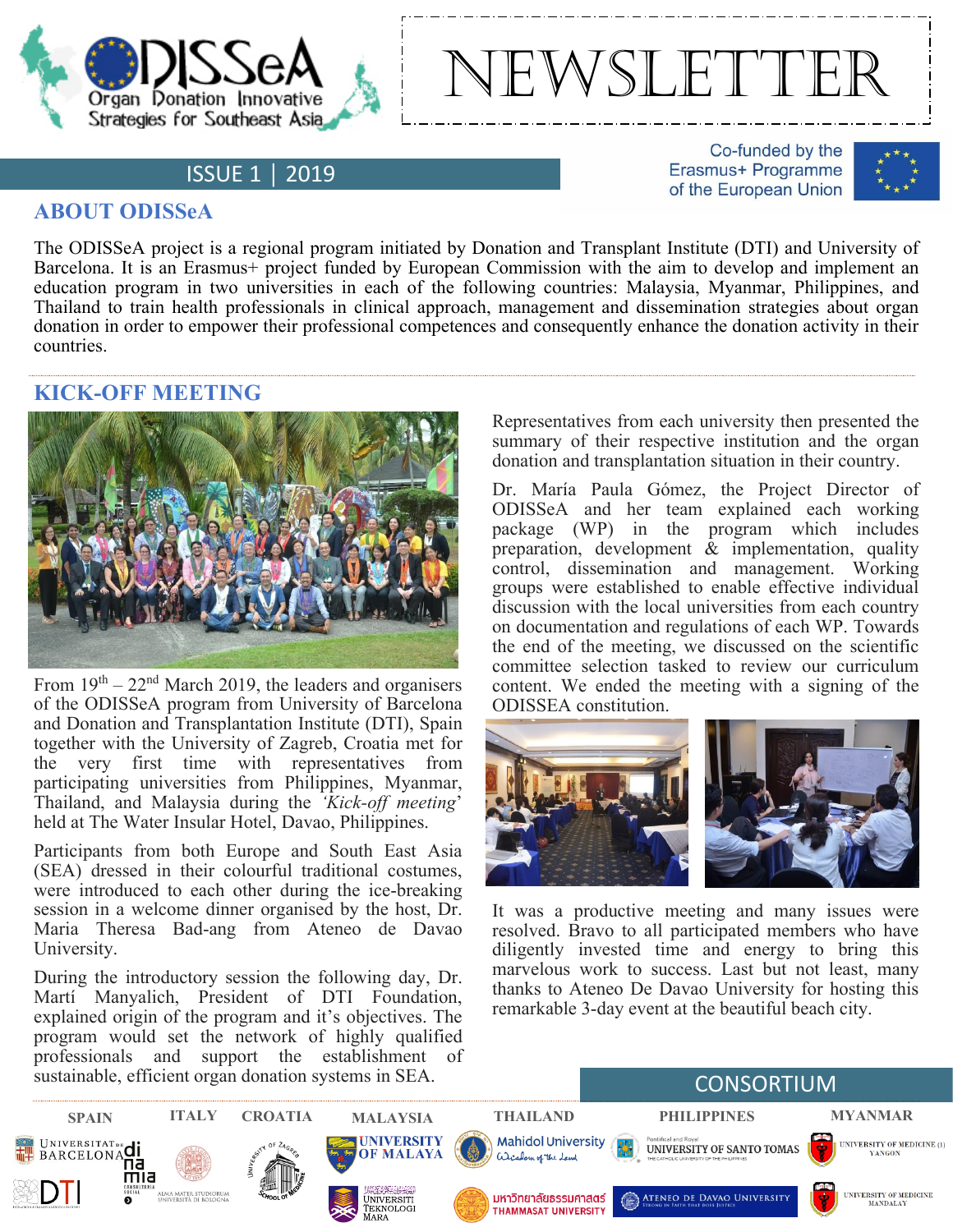# NEWSLETTER

ODISSeA — Organ Donation Innovative Strategies for Southeast Asia

ISSUE 1 | 2019

Co-funded by the Erasmus+ Programme of the European Union

## ABOUT ODISSeA

The ODISSeA project is a regional program initiated by Donation and Transplant Institute (DTI) and University of Barcelona. It is an Erasmus+ project funded by European Commission with the aim to develop and implement an education program in two universities in each of the following countries: Malaysia, Myanmar, Philippines, and Thailand to train health professionals in clinical approach, management and dissemination strategies about organ donation in order to empower their professional competences and consequently enhance the donation activity in their countries.

## KICK-OFF MEETING

From 19th – 22nd March 2019, the leaders and organisers of the ODISSeA program from University of Barcelona and Donation and Transplantation Institute (DTI), Spain together with the University of Zagreb, Croatia met for the very first time with representatives from participating universities from Philippines, Myanmar, Thailand, and Malaysia during the *'Kick-off meeting'* held at The Water Insular Hotel, Davao, Philippines.

Participants from both Europe and South East Asia (SEA) dressed in their colourful traditional costumes, were introduced to each other during the ice-breaking session in a welcome dinner organised by the host, Dr. Maria Theresa Bad-ang from Ateneo de Davao University.

During the introductory session the following day, Dr. Martí Manyalich, President of DTI Foundation, explained origin of the program and it's objectives. The program would set the network of highly qualified professionals and support the establishment of sustainable, efficient organ donation systems in SEA.

Representatives from each university then presented the summary of their respective institution and the organ donation and transplantation situation in their country.

Dr. María Paula Gómez, the Project Director of ODISSeA and her team explained each working package (WP) in the program which includes preparation, development & implementation, quality control, dissemination and management. Working groups were established to enable effective individual discussion with the local universities from each country on documentation and regulations of each WP. Towards the end of the meeting, we discussed on the scientific committee selection tasked to review our curriculum content. We ended the meeting with a signing of the ODISSEA constitution.

It was a productive meeting and many issues were resolved. Bravo to all participated members who have diligently invested time and energy to bring this marvelous work to success. Last but not least, many thanks to Ateneo De Davao University for hosting this remarkable 3-day event at the beautiful beach city.

## CONSORTIUM

- **SPAIN**: Universitat de Barcelona; DTI; dinamia consultoria social
- **ITALY**: Alma Mater Studiorum Università di Bologna
- **CROATIA**: University of Zagreb School of Medicine
- **MALAYSIA**: University of Malaya; Universiti Teknologi MARA
- **THAILAND**: Mahidol University; Thammasat University (มหาวิทยาลัยธรรมศาสตร์)
- **PHILIPPINES**: University of Santo Tomas; Ateneo de Davao University
- **MYANMAR**: University of Medicine (1) Yangon; University of Medicine Mandalay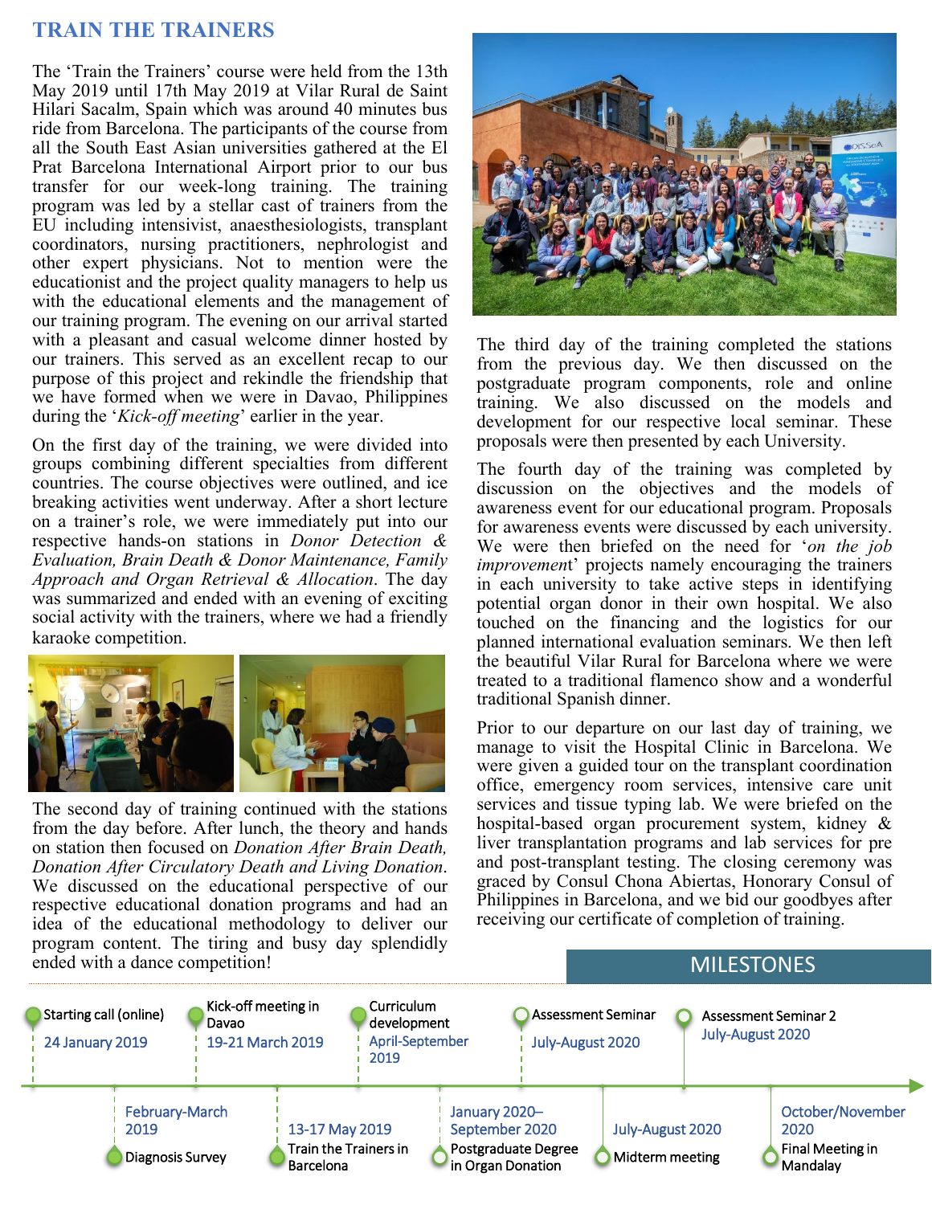## TRAIN THE TRAINERS

The 'Train the Trainers' course were held from the 13th May 2019 until 17th May 2019 at Vilar Rural de Saint Hilari Sacalm, Spain which was around 40 minutes bus ride from Barcelona. The participants of the course from all the South East Asian universities gathered at the El Prat Barcelona International Airport prior to our bus transfer for our week-long training. The training program was led by a stellar cast of trainers from the EU including intensivist, anaesthesiologists, transplant coordinators, nursing practitioners, nephrologist and other expert physicians. Not to mention were the educationist and the project quality managers to help us with the educational elements and the management of our training program. The evening on our arrival started with a pleasant and casual welcome dinner hosted by our trainers. This served as an excellent recap to our purpose of this project and rekindle the friendship that we have formed when we were in Davao, Philippines during the '*Kick-off meeting*' earlier in the year.

On the first day of the training, we were divided into groups combining different specialties from different countries. The course objectives were outlined, and ice breaking activities went underway. After a short lecture on a trainer's role, we were immediately put into our respective hands-on stations in *Donor Detection & Evaluation, Brain Death & Donor Maintenance, Family Approach and Organ Retrieval & Allocation*. The day was summarized and ended with an evening of exciting social activity with the trainers, where we had a friendly karaoke competition.

The second day of training continued with the stations from the day before. After lunch, the theory and hands on station then focused on *Donation After Brain Death, Donation After Circulatory Death and Living Donation*. We discussed on the educational perspective of our respective educational donation programs and had an idea of the educational methodology to deliver our program content. The tiring and busy day splendidly ended with a dance competition!

The third day of the training completed the stations from the previous day. We then discussed on the postgraduate program components, role and online training. We also discussed on the models and development for our respective local seminar. These proposals were then presented by each University.

The fourth day of the training was completed by discussion on the objectives and the models of awareness event for our educational program. Proposals for awareness events were discussed by each university. We were then briefed on the need for '*on the job improvement*' projects namely encouraging the trainers in each university to take active steps in identifying potential organ donor in their own hospital. We also touched on the financing and the logistics for our planned international evaluation seminars. We then left the beautiful Vilar Rural for Barcelona where we were treated to a traditional flamenco show and a wonderful traditional Spanish dinner.

Prior to our departure on our last day of training, we manage to visit the Hospital Clinic in Barcelona. We were given a guided tour on the transplant coordination office, emergency room services, intensive care unit services and tissue typing lab. We were briefed on the hospital-based organ procurement system, kidney & liver transplantation programs and lab services for pre and post-transplant testing. The closing ceremony was graced by Consul Chona Abiertas, Honorary Consul of Philippines in Barcelona, and we bid our goodbyes after receiving our certificate of completion of training.

## MILESTONES

- Starting call (online) – 24 January 2019
- Diagnosis Survey – February-March 2019
- Kick-off meeting in Davao – 19-21 March 2019
- Train the Trainers in Barcelona – 13-17 May 2019
- Curriculum development – April-September 2019
- Postgraduate Degree in Organ Donation – January 2020–September 2020
- Assessment Seminar – July-August 2020
- Midterm meeting – July-August 2020
- Assessment Seminar 2 – July-August 2020
- Final Meeting in Mandalay – October/November 2020